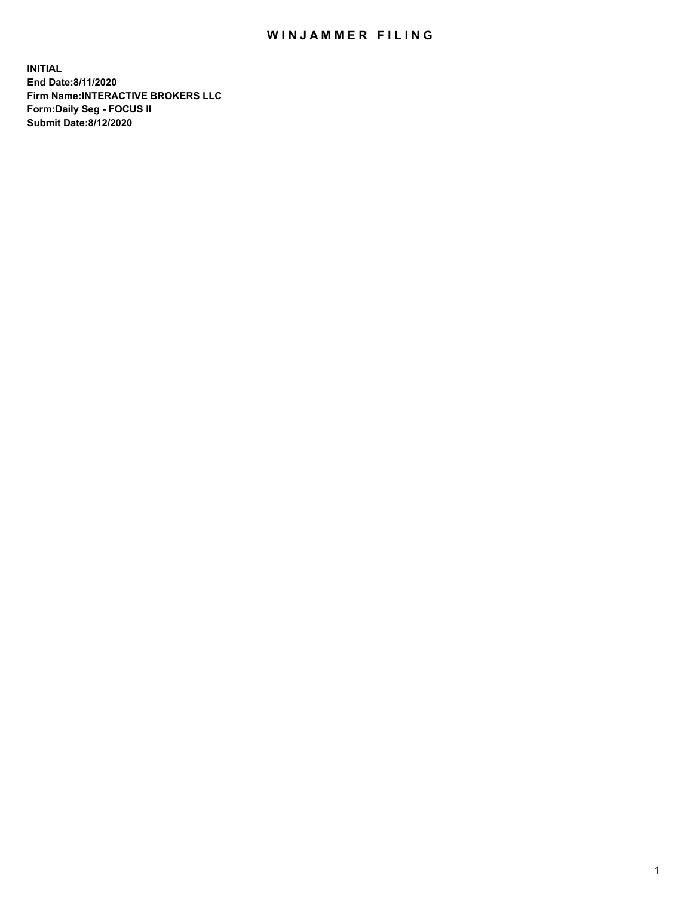# WINJAMMER FILING

**INITIAL**
**End Date:8/11/2020**
**Firm Name:INTERACTIVE BROKERS LLC**
**Form:Daily Seg - FOCUS II**
**Submit Date:8/12/2020**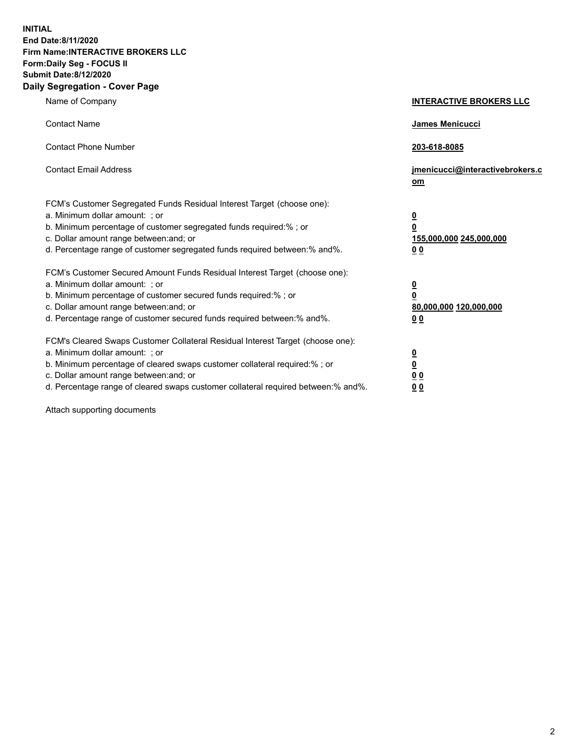**INITIAL**
**End Date:8/11/2020**
**Firm Name:INTERACTIVE BROKERS LLC**
**Form:Daily Seg - FOCUS II**
**Submit Date:8/12/2020**

## Daily Segregation - Cover Page

| | |
|---|---|
| Name of Company | **INTERACTIVE BROKERS LLC** |
| Contact Name | **James Menicucci** |
| Contact Phone Number | **203-618-8085** |
| Contact Email Address | **jmenicucci@interactivebrokers.com** |

FCM's Customer Segregated Funds Residual Interest Target (choose one):

| | |
|---|---|
| a. Minimum dollar amount: ; or | **0** |
| b. Minimum percentage of customer segregated funds required:% ; or | **0** |
| c. Dollar amount range between:and; or | **155,000,000 245,000,000** |
| d. Percentage range of customer segregated funds required between:% and%. | **0 0** |

FCM's Customer Secured Amount Funds Residual Interest Target (choose one):

| | |
|---|---|
| a. Minimum dollar amount: ; or | **0** |
| b. Minimum percentage of customer secured funds required:% ; or | **0** |
| c. Dollar amount range between:and; or | **80,000,000 120,000,000** |
| d. Percentage range of customer secured funds required between:% and%. | **0 0** |

FCM's Cleared Swaps Customer Collateral Residual Interest Target (choose one):

| | |
|---|---|
| a. Minimum dollar amount: ; or | **0** |
| b. Minimum percentage of cleared swaps customer collateral required:% ; or | **0** |
| c. Dollar amount range between:and; or | **0 0** |
| d. Percentage range of cleared swaps customer collateral required between:% and%. | **0 0** |

Attach supporting documents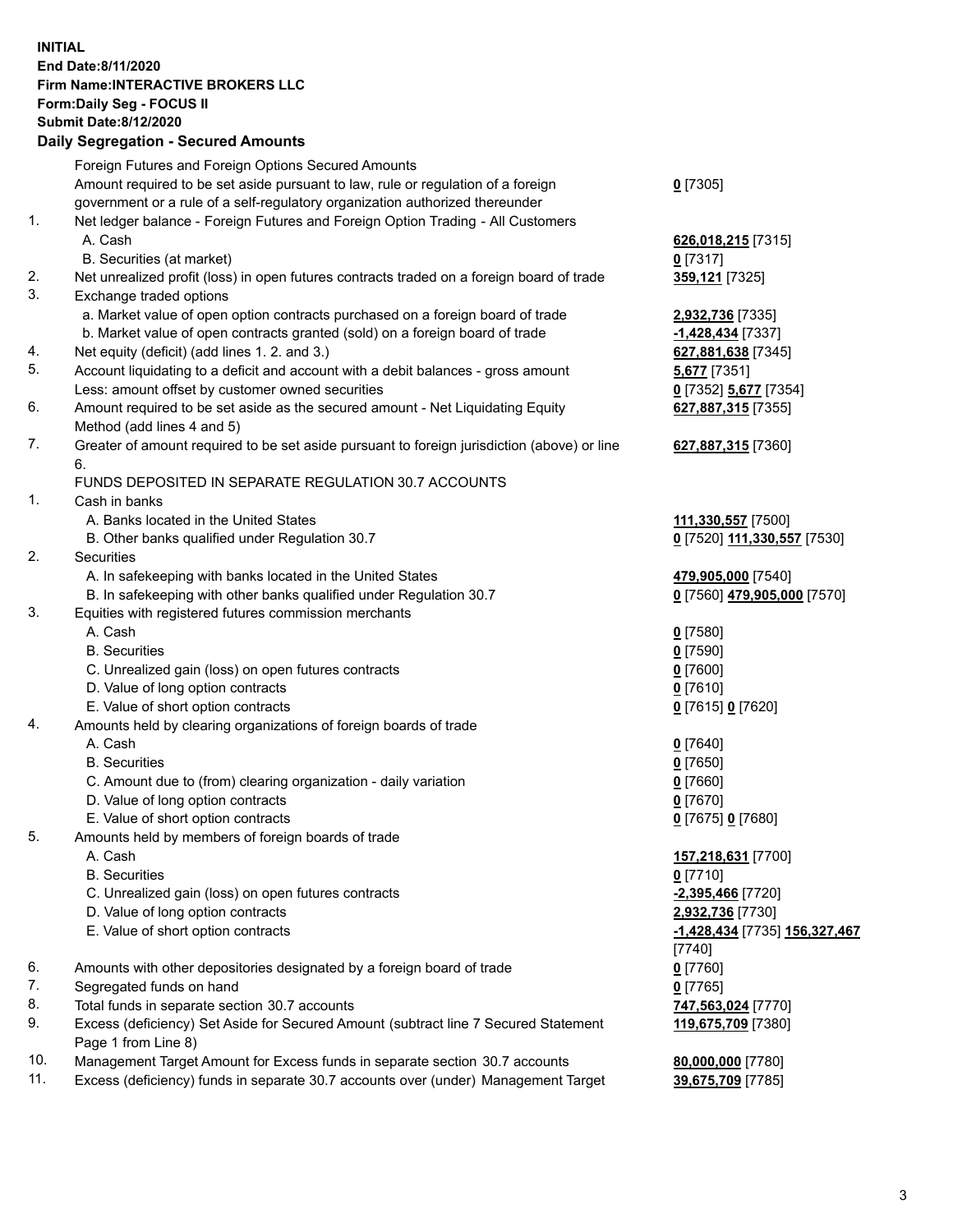**INITIAL**
**End Date:8/11/2020**
**Firm Name:INTERACTIVE BROKERS LLC**
**Form:Daily Seg - FOCUS II**
**Submit Date:8/12/2020**

**Daily Segregation - Secured Amounts**

| | | |
|---|---|---|
| | Foreign Futures and Foreign Options Secured Amounts | |
| | Amount required to be set aside pursuant to law, rule or regulation of a foreign government or a rule of a self-regulatory organization authorized thereunder | **0** [7305] |
| 1. | Net ledger balance - Foreign Futures and Foreign Option Trading - All Customers | |
| | A. Cash | **626,018,215** [7315] |
| | B. Securities (at market) | **0** [7317] |
| 2. | Net unrealized profit (loss) in open futures contracts traded on a foreign board of trade | **359,121** [7325] |
| 3. | Exchange traded options | |
| | a. Market value of open option contracts purchased on a foreign board of trade | **2,932,736** [7335] |
| | b. Market value of open contracts granted (sold) on a foreign board of trade | **-1,428,434** [7337] |
| 4. | Net equity (deficit) (add lines 1. 2. and 3.) | **627,881,638** [7345] |
| 5. | Account liquidating to a deficit and account with a debit balances - gross amount | **5,677** [7351] |
| | Less: amount offset by customer owned securities | **0** [7352] **5,677** [7354] |
| 6. | Amount required to be set aside as the secured amount - Net Liquidating Equity Method (add lines 4 and 5) | **627,887,315** [7355] |
| 7. | Greater of amount required to be set aside pursuant to foreign jurisdiction (above) or line 6. | **627,887,315** [7360] |
| | FUNDS DEPOSITED IN SEPARATE REGULATION 30.7 ACCOUNTS | |
| 1. | Cash in banks | |
| | A. Banks located in the United States | **111,330,557** [7500] |
| | B. Other banks qualified under Regulation 30.7 | **0** [7520] **111,330,557** [7530] |
| 2. | Securities | |
| | A. In safekeeping with banks located in the United States | **479,905,000** [7540] |
| | B. In safekeeping with other banks qualified under Regulation 30.7 | **0** [7560] **479,905,000** [7570] |
| 3. | Equities with registered futures commission merchants | |
| | A. Cash | **0** [7580] |
| | B. Securities | **0** [7590] |
| | C. Unrealized gain (loss) on open futures contracts | **0** [7600] |
| | D. Value of long option contracts | **0** [7610] |
| | E. Value of short option contracts | **0** [7615] **0** [7620] |
| 4. | Amounts held by clearing organizations of foreign boards of trade | |
| | A. Cash | **0** [7640] |
| | B. Securities | **0** [7650] |
| | C. Amount due to (from) clearing organization - daily variation | **0** [7660] |
| | D. Value of long option contracts | **0** [7670] |
| | E. Value of short option contracts | **0** [7675] **0** [7680] |
| 5. | Amounts held by members of foreign boards of trade | |
| | A. Cash | **157,218,631** [7700] |
| | B. Securities | **0** [7710] |
| | C. Unrealized gain (loss) on open futures contracts | **-2,395,466** [7720] |
| | D. Value of long option contracts | **2,932,736** [7730] |
| | E. Value of short option contracts | **-1,428,434** [7735] **156,327,467** [7740] |
| 6. | Amounts with other depositories designated by a foreign board of trade | **0** [7760] |
| 7. | Segregated funds on hand | **0** [7765] |
| 8. | Total funds in separate section 30.7 accounts | **747,563,024** [7770] |
| 9. | Excess (deficiency) Set Aside for Secured Amount (subtract line 7 Secured Statement Page 1 from Line 8) | **119,675,709** [7380] |
| 10. | Management Target Amount for Excess funds in separate section 30.7 accounts | **80,000,000** [7780] |
| 11. | Excess (deficiency) funds in separate 30.7 accounts over (under) Management Target | **39,675,709** [7785] |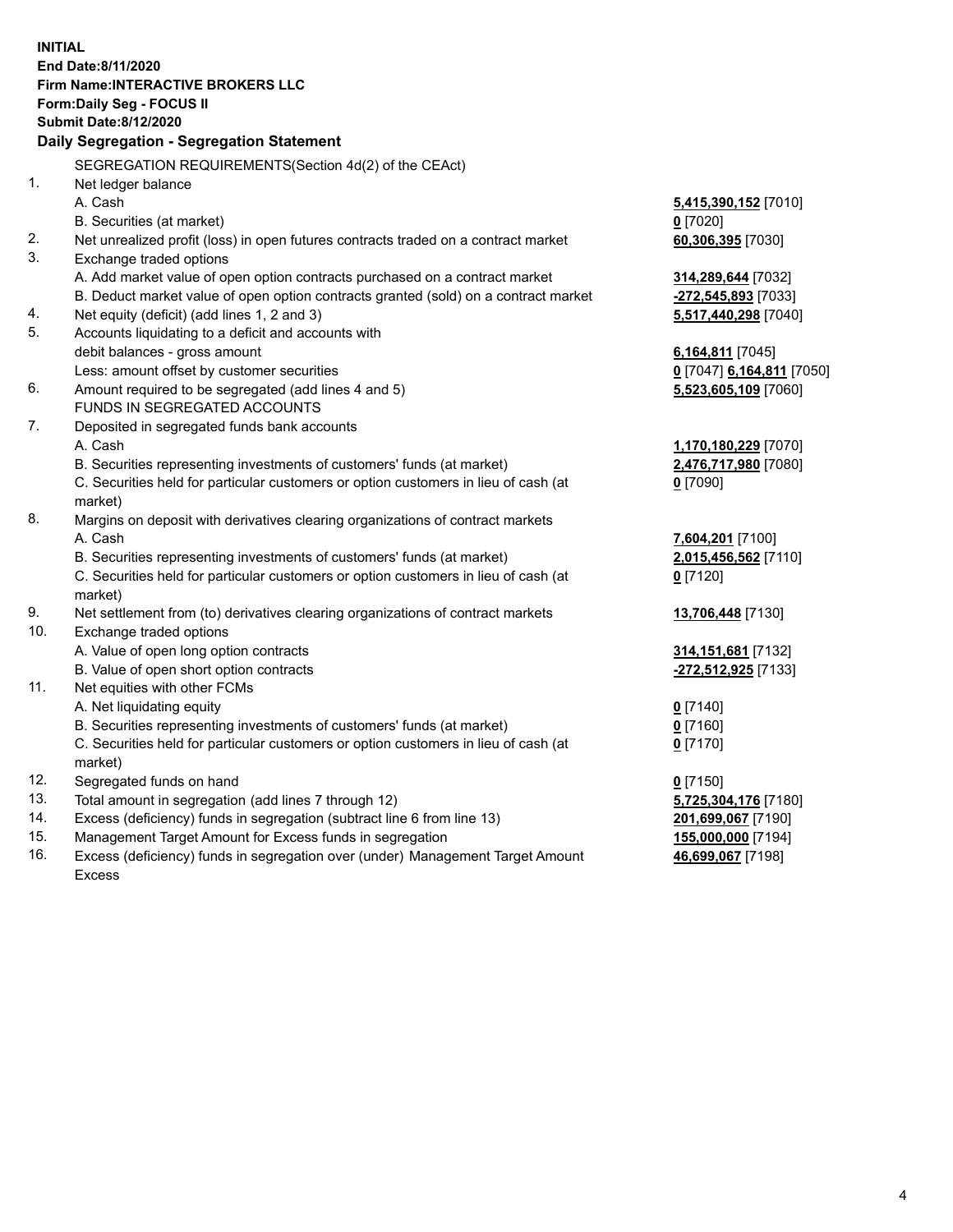**INITIAL**
**End Date:8/11/2020**
**Firm Name:INTERACTIVE BROKERS LLC**
**Form:Daily Seg - FOCUS II**
**Submit Date:8/12/2020**

**Daily Segregation - Segregation Statement**

SEGREGATION REQUIREMENTS(Section 4d(2) of the CEAct)

| | | |
|---|---|---|
| 1. | Net ledger balance | |
| | A. Cash | **5,415,390,152** [7010] |
| | B. Securities (at market) | **0** [7020] |
| 2. | Net unrealized profit (loss) in open futures contracts traded on a contract market | **60,306,395** [7030] |
| 3. | Exchange traded options | |
| | A. Add market value of open option contracts purchased on a contract market | **314,289,644** [7032] |
| | B. Deduct market value of open option contracts granted (sold) on a contract market | **-272,545,893** [7033] |
| 4. | Net equity (deficit) (add lines 1, 2 and 3) | **5,517,440,298** [7040] |
| 5. | Accounts liquidating to a deficit and accounts with | |
| | debit balances - gross amount | **6,164,811** [7045] |
| | Less: amount offset by customer securities | **0** [7047] **6,164,811** [7050] |
| 6. | Amount required to be segregated (add lines 4 and 5) | **5,523,605,109** [7060] |
| | FUNDS IN SEGREGATED ACCOUNTS | |
| 7. | Deposited in segregated funds bank accounts | |
| | A. Cash | **1,170,180,229** [7070] |
| | B. Securities representing investments of customers' funds (at market) | **2,476,717,980** [7080] |
| | C. Securities held for particular customers or option customers in lieu of cash (at market) | **0** [7090] |
| 8. | Margins on deposit with derivatives clearing organizations of contract markets | |
| | A. Cash | **7,604,201** [7100] |
| | B. Securities representing investments of customers' funds (at market) | **2,015,456,562** [7110] |
| | C. Securities held for particular customers or option customers in lieu of cash (at market) | **0** [7120] |
| 9. | Net settlement from (to) derivatives clearing organizations of contract markets | **13,706,448** [7130] |
| 10. | Exchange traded options | |
| | A. Value of open long option contracts | **314,151,681** [7132] |
| | B. Value of open short option contracts | **-272,512,925** [7133] |
| 11. | Net equities with other FCMs | |
| | A. Net liquidating equity | **0** [7140] |
| | B. Securities representing investments of customers' funds (at market) | **0** [7160] |
| | C. Securities held for particular customers or option customers in lieu of cash (at market) | **0** [7170] |
| 12. | Segregated funds on hand | **0** [7150] |
| 13. | Total amount in segregation (add lines 7 through 12) | **5,725,304,176** [7180] |
| 14. | Excess (deficiency) funds in segregation (subtract line 6 from line 13) | **201,699,067** [7190] |
| 15. | Management Target Amount for Excess funds in segregation | **155,000,000** [7194] |
| 16. | Excess (deficiency) funds in segregation over (under) Management Target Amount Excess | **46,699,067** [7198] |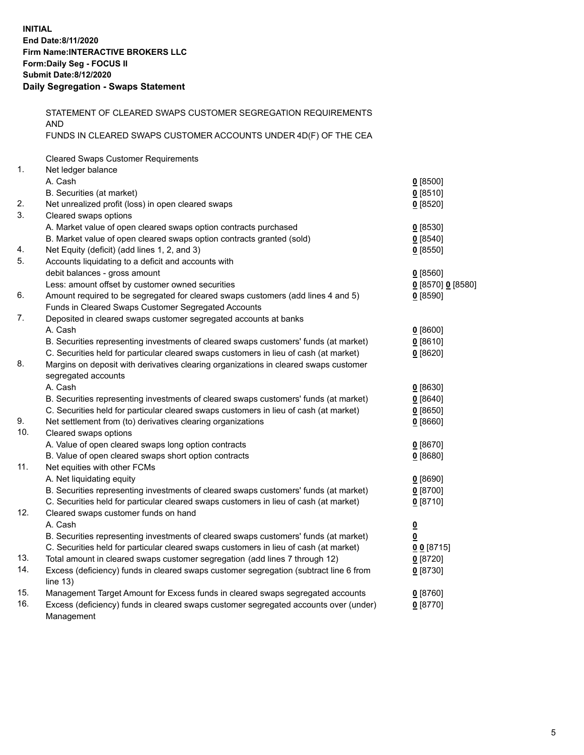**INITIAL**
**End Date:8/11/2020**
**Firm Name:INTERACTIVE BROKERS LLC**
**Form:Daily Seg - FOCUS II**
**Submit Date:8/12/2020**
**Daily Segregation - Swaps Statement**

STATEMENT OF CLEARED SWAPS CUSTOMER SEGREGATION REQUIREMENTS AND
FUNDS IN CLEARED SWAPS CUSTOMER ACCOUNTS UNDER 4D(F) OF THE CEA

| | | |
|---|---|---|
| | Cleared Swaps Customer Requirements | |
| 1. | Net ledger balance | |
| | A. Cash | 0 [8500] |
| | B. Securities (at market) | 0 [8510] |
| 2. | Net unrealized profit (loss) in open cleared swaps | 0 [8520] |
| 3. | Cleared swaps options | |
| | A. Market value of open cleared swaps option contracts purchased | 0 [8530] |
| | B. Market value of open cleared swaps option contracts granted (sold) | 0 [8540] |
| 4. | Net Equity (deficit) (add lines 1, 2, and 3) | 0 [8550] |
| 5. | Accounts liquidating to a deficit and accounts with | |
| | debit balances - gross amount | 0 [8560] |
| | Less: amount offset by customer owned securities | 0 [8570] 0 [8580] |
| 6. | Amount required to be segregated for cleared swaps customers (add lines 4 and 5) | 0 [8590] |
| | Funds in Cleared Swaps Customer Segregated Accounts | |
| 7. | Deposited in cleared swaps customer segregated accounts at banks | |
| | A. Cash | 0 [8600] |
| | B. Securities representing investments of cleared swaps customers' funds (at market) | 0 [8610] |
| | C. Securities held for particular cleared swaps customers in lieu of cash (at market) | 0 [8620] |
| 8. | Margins on deposit with derivatives clearing organizations in cleared swaps customer segregated accounts | |
| | A. Cash | 0 [8630] |
| | B. Securities representing investments of cleared swaps customers' funds (at market) | 0 [8640] |
| | C. Securities held for particular cleared swaps customers in lieu of cash (at market) | 0 [8650] |
| 9. | Net settlement from (to) derivatives clearing organizations | 0 [8660] |
| 10. | Cleared swaps options | |
| | A. Value of open cleared swaps long option contracts | 0 [8670] |
| | B. Value of open cleared swaps short option contracts | 0 [8680] |
| 11. | Net equities with other FCMs | |
| | A. Net liquidating equity | 0 [8690] |
| | B. Securities representing investments of cleared swaps customers' funds (at market) | 0 [8700] |
| | C. Securities held for particular cleared swaps customers in lieu of cash (at market) | 0 [8710] |
| 12. | Cleared swaps customer funds on hand | |
| | A. Cash | 0 |
| | B. Securities representing investments of cleared swaps customers' funds (at market) | 0 |
| | C. Securities held for particular cleared swaps customers in lieu of cash (at market) | 0 0 [8715] |
| 13. | Total amount in cleared swaps customer segregation (add lines 7 through 12) | 0 [8720] |
| 14. | Excess (deficiency) funds in cleared swaps customer segregation (subtract line 6 from line 13) | 0 [8730] |
| 15. | Management Target Amount for Excess funds in cleared swaps segregated accounts | 0 [8760] |
| 16. | Excess (deficiency) funds in cleared swaps customer segregated accounts over (under) Management | 0 [8770] |